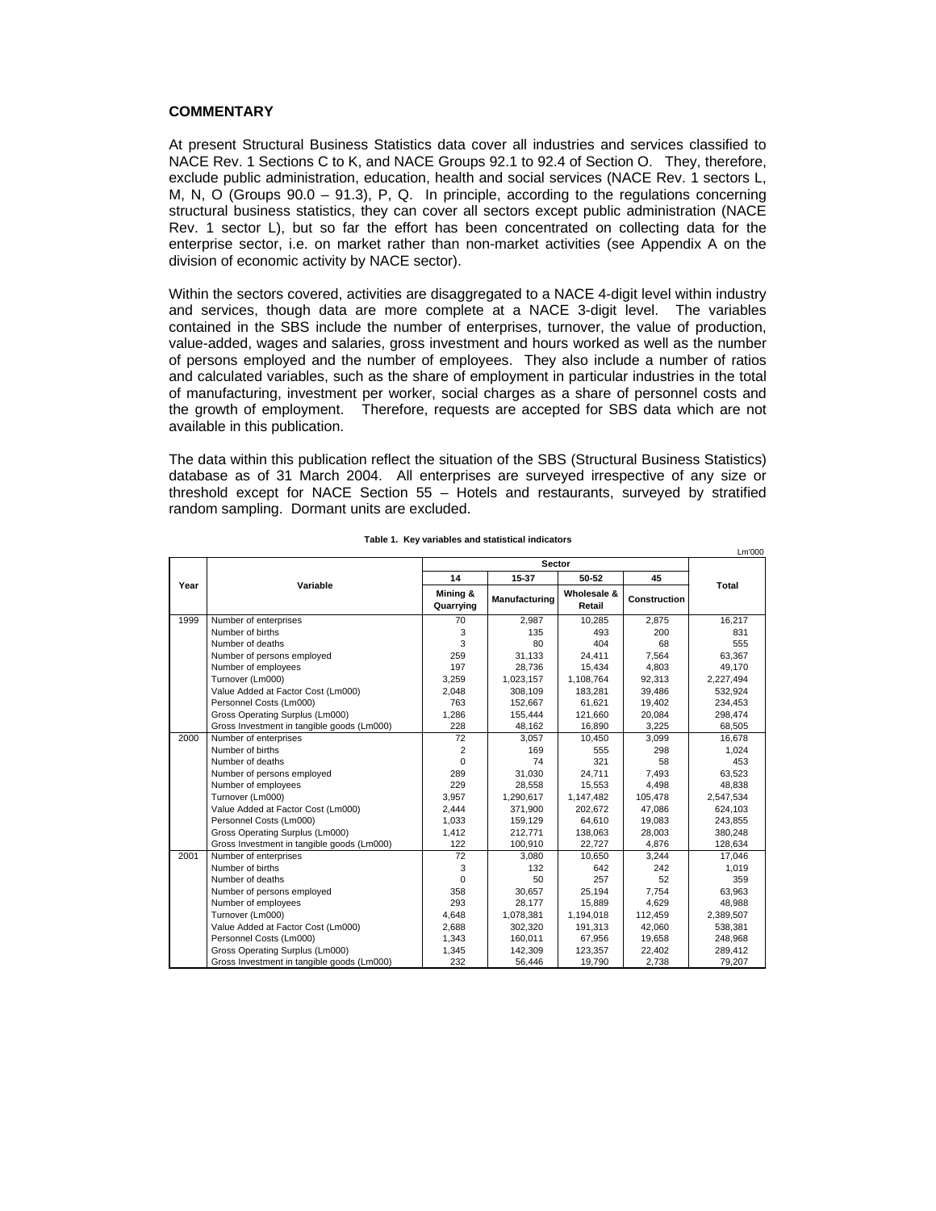## COMMENTARY

At present Structural Business Statistics data cover all industries and services classified to NACE Rev. 1 Sections C to K, and NACE Groups 92.1 to 92.4 of Section O. They, therefore, exclude public administration, education, health and social services (NACE Rev. 1 sectors L, M, N, O (Groups 90.0 – 91.3), P, Q. In principle, according to the regulations concerning structural business statistics, they can cover all sectors except public administration (NACE Rev. 1 sector L), but so far the effort has been concentrated on collecting data for the enterprise sector, i.e. on market rather than non-market activities (see Appendix A on the division of economic activity by NACE sector).

Within the sectors covered, activities are disaggregated to a NACE 4-digit level within industry and services, though data are more complete at a NACE 3-digit level. The variables contained in the SBS include the number of enterprises, turnover, the value of production, value-added, wages and salaries, gross investment and hours worked as well as the number of persons employed and the number of employees. They also include a number of ratios and calculated variables, such as the share of employment in particular industries in the total of manufacturing, investment per worker, social charges as a share of personnel costs and the growth of employment. Therefore, requests are accepted for SBS data which are not available in this publication.

The data within this publication reflect the situation of the SBS (Structural Business Statistics) database as of 31 March 2004. All enterprises are surveyed irrespective of any size or threshold except for NACE Section 55 – Hotels and restaurants, surveyed by stratified random sampling. Dormant units are excluded.

**Table 1. Key variables and statistical indicators**

Lm'000

| Year | Variable | Sector | | | | Total |
|---|---|---|---|---|---|---|
| | | 14 | 15-37 | 50-52 | 45 | |
| | | Mining & Quarrying | Manufacturing | Wholesale & Retail | Construction | |
| 1999 | Number of enterprises | 70 | 2,987 | 10,285 | 2,875 | 16,217 |
| | Number of births | 3 | 135 | 493 | 200 | 831 |
| | Number of deaths | 3 | 80 | 404 | 68 | 555 |
| | Number of persons employed | 259 | 31,133 | 24,411 | 7,564 | 63,367 |
| | Number of employees | 197 | 28,736 | 15,434 | 4,803 | 49,170 |
| | Turnover (Lm000) | 3,259 | 1,023,157 | 1,108,764 | 92,313 | 2,227,494 |
| | Value Added at Factor Cost (Lm000) | 2,048 | 308,109 | 183,281 | 39,486 | 532,924 |
| | Personnel Costs (Lm000) | 763 | 152,667 | 61,621 | 19,402 | 234,453 |
| | Gross Operating Surplus (Lm000) | 1,286 | 155,444 | 121,660 | 20,084 | 298,474 |
| | Gross Investment in tangible goods (Lm000) | 228 | 48,162 | 16,890 | 3,225 | 68,505 |
| 2000 | Number of enterprises | 72 | 3,057 | 10,450 | 3,099 | 16,678 |
| | Number of births | 2 | 169 | 555 | 298 | 1,024 |
| | Number of deaths | 0 | 74 | 321 | 58 | 453 |
| | Number of persons employed | 289 | 31,030 | 24,711 | 7,493 | 63,523 |
| | Number of employees | 229 | 28,558 | 15,553 | 4,498 | 48,838 |
| | Turnover (Lm000) | 3,957 | 1,290,617 | 1,147,482 | 105,478 | 2,547,534 |
| | Value Added at Factor Cost (Lm000) | 2,444 | 371,900 | 202,672 | 47,086 | 624,103 |
| | Personnel Costs (Lm000) | 1,033 | 159,129 | 64,610 | 19,083 | 243,855 |
| | Gross Operating Surplus (Lm000) | 1,412 | 212,771 | 138,063 | 28,003 | 380,248 |
| | Gross Investment in tangible goods (Lm000) | 122 | 100,910 | 22,727 | 4,876 | 128,634 |
| 2001 | Number of enterprises | 72 | 3,080 | 10,650 | 3,244 | 17,046 |
| | Number of births | 3 | 132 | 642 | 242 | 1,019 |
| | Number of deaths | 0 | 50 | 257 | 52 | 359 |
| | Number of persons employed | 358 | 30,657 | 25,194 | 7,754 | 63,963 |
| | Number of employees | 293 | 28,177 | 15,889 | 4,629 | 48,988 |
| | Turnover (Lm000) | 4,648 | 1,078,381 | 1,194,018 | 112,459 | 2,389,507 |
| | Value Added at Factor Cost (Lm000) | 2,688 | 302,320 | 191,313 | 42,060 | 538,381 |
| | Personnel Costs (Lm000) | 1,343 | 160,011 | 67,956 | 19,658 | 248,968 |
| | Gross Operating Surplus (Lm000) | 1,345 | 142,309 | 123,357 | 22,402 | 289,412 |
| | Gross Investment in tangible goods (Lm000) | 232 | 56,446 | 19,790 | 2,738 | 79,207 |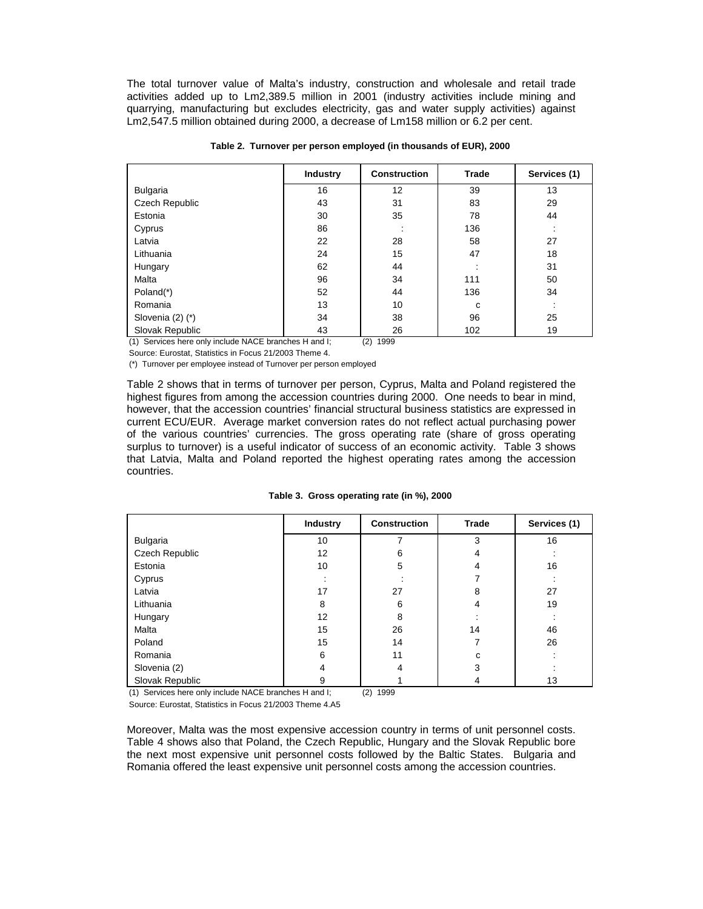The total turnover value of Malta's industry, construction and wholesale and retail trade activities added up to Lm2,389.5 million in 2001 (industry activities include mining and quarrying, manufacturing but excludes electricity, gas and water supply activities) against Lm2,547.5 million obtained during 2000, a decrease of Lm158 million or 6.2 per cent.

**Table 2. Turnover per person employed (in thousands of EUR), 2000**

| | Industry | Construction | Trade | Services (1) |
|---|---|---|---|---|
| Bulgaria | 16 | 12 | 39 | 13 |
| Czech Republic | 43 | 31 | 83 | 29 |
| Estonia | 30 | 35 | 78 | 44 |
| Cyprus | 86 | : | 136 | : |
| Latvia | 22 | 28 | 58 | 27 |
| Lithuania | 24 | 15 | 47 | 18 |
| Hungary | 62 | 44 | : | 31 |
| Malta | 96 | 34 | 111 | 50 |
| Poland(*) | 52 | 44 | 136 | 34 |
| Romania | 13 | 10 | c | : |
| Slovenia (2) (*) | 34 | 38 | 96 | 25 |
| Slovak Republic | 43 | 26 | 102 | 19 |

(1) Services here only include NACE branches H and I; (2) 1999

Source: Eurostat, Statistics in Focus 21/2003 Theme 4.

(*) Turnover per employee instead of Turnover per person employed

Table 2 shows that in terms of turnover per person, Cyprus, Malta and Poland registered the highest figures from among the accession countries during 2000. One needs to bear in mind, however, that the accession countries' financial structural business statistics are expressed in current ECU/EUR. Average market conversion rates do not reflect actual purchasing power of the various countries' currencies. The gross operating rate (share of gross operating surplus to turnover) is a useful indicator of success of an economic activity. Table 3 shows that Latvia, Malta and Poland reported the highest operating rates among the accession countries.

**Table 3. Gross operating rate (in %), 2000**

| | Industry | Construction | Trade | Services (1) |
|---|---|---|---|---|
| Bulgaria | 10 | 7 | 3 | 16 |
| Czech Republic | 12 | 6 | 4 | : |
| Estonia | 10 | 5 | 4 | 16 |
| Cyprus | : | : | 7 | : |
| Latvia | 17 | 27 | 8 | 27 |
| Lithuania | 8 | 6 | 4 | 19 |
| Hungary | 12 | 8 | : | : |
| Malta | 15 | 26 | 14 | 46 |
| Poland | 15 | 14 | 7 | 26 |
| Romania | 6 | 11 | c | : |
| Slovenia (2) | 4 | 4 | 3 | : |
| Slovak Republic | 9 | 1 | 4 | 13 |

(1) Services here only include NACE branches H and I; (2) 1999

Source: Eurostat, Statistics in Focus 21/2003 Theme 4.A5

Moreover, Malta was the most expensive accession country in terms of unit personnel costs. Table 4 shows also that Poland, the Czech Republic, Hungary and the Slovak Republic bore the next most expensive unit personnel costs followed by the Baltic States. Bulgaria and Romania offered the least expensive unit personnel costs among the accession countries.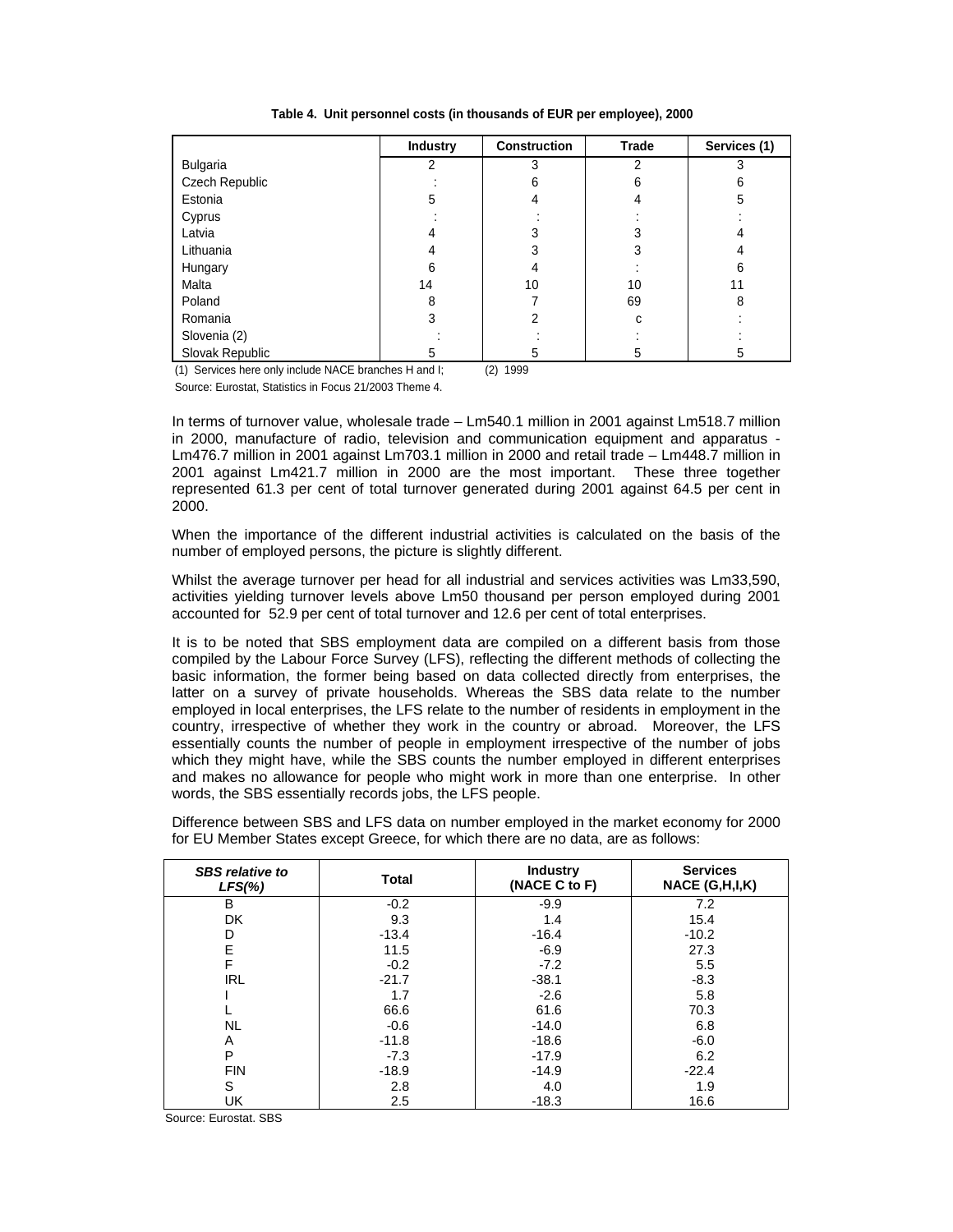**Table 4. Unit personnel costs (in thousands of EUR per employee), 2000**

| | Industry | Construction | Trade | Services (1) |
|---|---|---|---|---|
| Bulgaria | 2 | 3 | 2 | 3 |
| Czech Republic | : | 6 | 6 | 6 |
| Estonia | 5 | 4 | 4 | 5 |
| Cyprus | : | : | : | : |
| Latvia | 4 | 3 | 3 | 4 |
| Lithuania | 4 | 3 | 3 | 4 |
| Hungary | 6 | 4 | : | 6 |
| Malta | 14 | 10 | 10 | 11 |
| Poland | 8 | 7 | 69 | 8 |
| Romania | 3 | 2 | c | : |
| Slovenia (2) | : | : | : | : |
| Slovak Republic | 5 | 5 | 5 | 5 |

(1) Services here only include NACE branches H and I; (2) 1999

Source: Eurostat, Statistics in Focus 21/2003 Theme 4.

In terms of turnover value, wholesale trade – Lm540.1 million in 2001 against Lm518.7 million in 2000, manufacture of radio, television and communication equipment and apparatus - Lm476.7 million in 2001 against Lm703.1 million in 2000 and retail trade – Lm448.7 million in 2001 against Lm421.7 million in 2000 are the most important. These three together represented 61.3 per cent of total turnover generated during 2001 against 64.5 per cent in 2000.

When the importance of the different industrial activities is calculated on the basis of the number of employed persons, the picture is slightly different.

Whilst the average turnover per head for all industrial and services activities was Lm33,590, activities yielding turnover levels above Lm50 thousand per person employed during 2001 accounted for 52.9 per cent of total turnover and 12.6 per cent of total enterprises.

It is to be noted that SBS employment data are compiled on a different basis from those compiled by the Labour Force Survey (LFS), reflecting the different methods of collecting the basic information, the former being based on data collected directly from enterprises, the latter on a survey of private households. Whereas the SBS data relate to the number employed in local enterprises, the LFS relate to the number of residents in employment in the country, irrespective of whether they work in the country or abroad. Moreover, the LFS essentially counts the number of people in employment irrespective of the number of jobs which they might have, while the SBS counts the number employed in different enterprises and makes no allowance for people who might work in more than one enterprise. In other words, the SBS essentially records jobs, the LFS people.

Difference between SBS and LFS data on number employed in the market economy for 2000 for EU Member States except Greece, for which there are no data, are as follows:

| *SBS relative to LFS(%)* | Total | Industry (NACE C to F) | Services NACE (G,H,I,K) |
|---|---|---|---|
| B | -0.2 | -9.9 | 7.2 |
| DK | 9.3 | 1.4 | 15.4 |
| D | -13.4 | -16.4 | -10.2 |
| E | 11.5 | -6.9 | 27.3 |
| F | -0.2 | -7.2 | 5.5 |
| IRL | -21.7 | -38.1 | -8.3 |
| I | 1.7 | -2.6 | 5.8 |
| L | 66.6 | 61.6 | 70.3 |
| NL | -0.6 | -14.0 | 6.8 |
| A | -11.8 | -18.6 | -6.0 |
| P | -7.3 | -17.9 | 6.2 |
| FIN | -18.9 | -14.9 | -22.4 |
| S | 2.8 | 4.0 | 1.9 |
| UK | 2.5 | -18.3 | 16.6 |

Source: Eurostat. SBS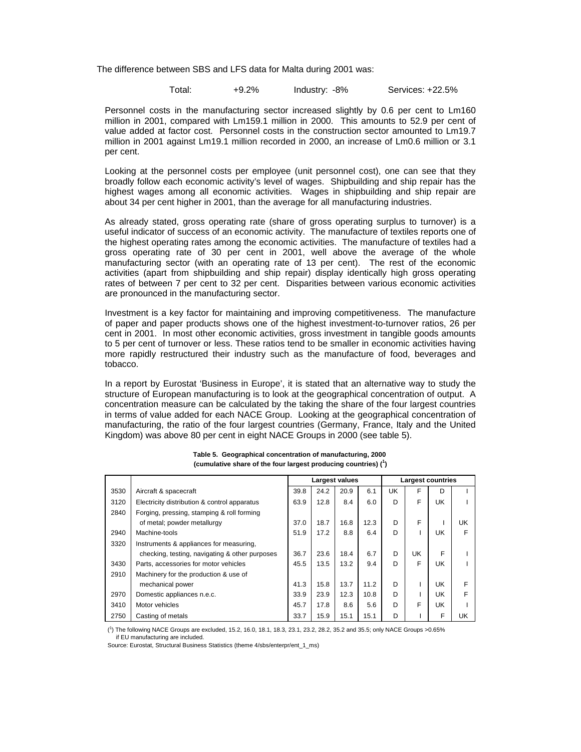The difference between SBS and LFS data for Malta during 2001 was:

Total: +9.2% Industry: -8% Services: +22.5%

Personnel costs in the manufacturing sector increased slightly by 0.6 per cent to Lm160 million in 2001, compared with Lm159.1 million in 2000. This amounts to 52.9 per cent of value added at factor cost. Personnel costs in the construction sector amounted to Lm19.7 million in 2001 against Lm19.1 million recorded in 2000, an increase of Lm0.6 million or 3.1 per cent.

Looking at the personnel costs per employee (unit personnel cost), one can see that they broadly follow each economic activity's level of wages. Shipbuilding and ship repair has the highest wages among all economic activities. Wages in shipbuilding and ship repair are about 34 per cent higher in 2001, than the average for all manufacturing industries.

As already stated, gross operating rate (share of gross operating surplus to turnover) is a useful indicator of success of an economic activity. The manufacture of textiles reports one of the highest operating rates among the economic activities. The manufacture of textiles had a gross operating rate of 30 per cent in 2001, well above the average of the whole manufacturing sector (with an operating rate of 13 per cent). The rest of the economic activities (apart from shipbuilding and ship repair) display identically high gross operating rates of between 7 per cent to 32 per cent. Disparities between various economic activities are pronounced in the manufacturing sector.

Investment is a key factor for maintaining and improving competitiveness. The manufacture of paper and paper products shows one of the highest investment-to-turnover ratios, 26 per cent in 2001. In most other economic activities, gross investment in tangible goods amounts to 5 per cent of turnover or less. These ratios tend to be smaller in economic activities having more rapidly restructured their industry such as the manufacture of food, beverages and tobacco.

In a report by Eurostat 'Business in Europe', it is stated that an alternative way to study the structure of European manufacturing is to look at the geographical concentration of output. A concentration measure can be calculated by the taking the share of the four largest countries in terms of value added for each NACE Group. Looking at the geographical concentration of manufacturing, the ratio of the four largest countries (Germany, France, Italy and the United Kingdom) was above 80 per cent in eight NACE Groups in 2000 (see table 5).

**Table 5. Geographical concentration of manufacturing, 2000**
**(cumulative share of the four largest producing countries) ([1])**

| | | Largest values | | | | Largest countries | | | |
|---|---|---|---|---|---|---|---|---|---|
| 3530 | Aircraft & spacecraft | 39.8 | 24.2 | 20.9 | 6.1 | UK | F | D | I |
| 3120 | Electricity distribution & control apparatus | 63.9 | 12.8 | 8.4 | 6.0 | D | F | UK | I |
| 2840 | Forging, pressing, stamping & roll forming of metal; powder metallurgy | 37.0 | 18.7 | 16.8 | 12.3 | D | F | I | UK |
| 2940 | Machine-tools | 51.9 | 17.2 | 8.8 | 6.4 | D | I | UK | F |
| 3320 | Instruments & appliances for measuring, checking, testing, navigating & other purposes | 36.7 | 23.6 | 18.4 | 6.7 | D | UK | F | I |
| 3430 | Parts, accessories for motor vehicles | 45.5 | 13.5 | 13.2 | 9.4 | D | F | UK | I |
| 2910 | Machinery for the production & use of mechanical power | 41.3 | 15.8 | 13.7 | 11.2 | D | I | UK | F |
| 2970 | Domestic appliances n.e.c. | 33.9 | 23.9 | 12.3 | 10.8 | D | I | UK | F |
| 3410 | Motor vehicles | 45.7 | 17.8 | 8.6 | 5.6 | D | F | UK | I |
| 2750 | Casting of metals | 33.7 | 15.9 | 15.1 | 15.1 | D | I | F | UK |

([1]) The following NACE Groups are excluded, 15.2, 16.0, 18.1, 18.3, 23.1, 23.2, 28.2, 35.2 and 35.5; only NACE Groups >0.65% if EU manufacturing are included.

Source: Eurostat, Structural Business Statistics (theme 4/sbs/enterpr/ent_1_ms)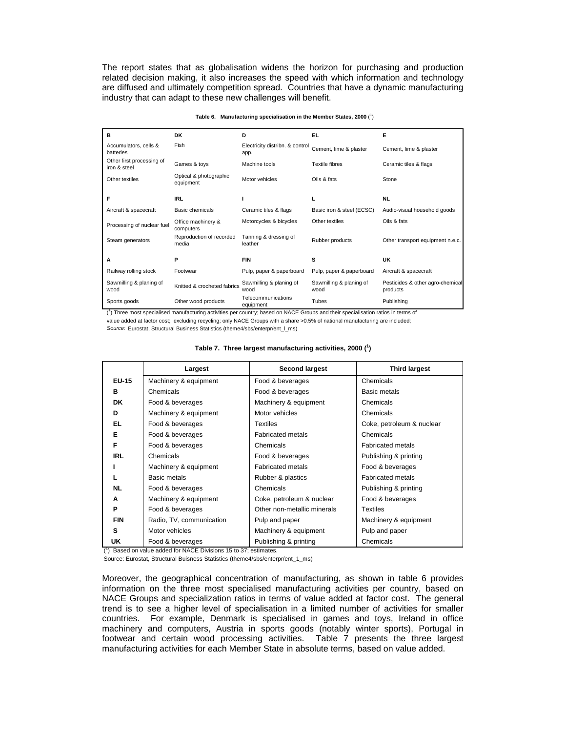The report states that as globalisation widens the horizon for purchasing and production related decision making, it also increases the speed with which information and technology are diffused and ultimately competition spread. Countries that have a dynamic manufacturing industry that can adapt to these new challenges will benefit.

**Table 6. Manufacturing specialisation in the Member States, 2000** ([1])

| B | DK | D | EL | E |
|---|---|---|---|---|
| Accumulators, cells & batteries | Fish | Electricity distribn. & control app. | Cement, lime & plaster | Cement, lime & plaster |
| Other first processing of iron & steel | Games & toys | Machine tools | Textile fibres | Ceramic tiles & flags |
| Other textiles | Optical & photographic equipment | Motor vehicles | Oils & fats | Stone |
| **F** | **IRL** | **I** | **L** | **NL** |
| Aircraft & spacecraft | Basic chemicals | Ceramic tiles & flags | Basic iron & steel (ECSC) | Audio-visual household goods |
| Processing of nuclear fuel | Office machinery & computers | Motorcycles & bicycles | Other textiles | Oils & fats |
| Steam generators | Reproduction of recorded media | Tanning & dressing of leather | Rubber products | Other transport equipment n.e.c. |
| **A** | **P** | **FIN** | **S** | **UK** |
| Railway rolling stock | Footwear | Pulp, paper & paperboard | Pulp, paper & paperboard | Aircraft & spacecraft |
| Sawmilling & planing of wood | Knitted & crocheted fabrics | Sawmilling & planing of wood | Sawmilling & planing of wood | Pesticides & other agro-chemical products |
| Sports goods | Other wood products | Telecommunications equipment | Tubes | Publishing |

([1]) Three most specialised manufacturing activities per country; based on NACE Groups and their specialisation ratios in terms of value added at factor cost; excluding recycling; only NACE Groups with a share >0.5% of national manufacturing are included;
*Source:* Eurostat, Structural Business Statistics (theme4/sbs/enterpr/ent_l_ms)

**Table 7. Three largest manufacturing activities, 2000 ([1])**

| | Largest | Second largest | Third largest |
|---|---|---|---|
| **EU-15** | Machinery & equipment | Food & beverages | Chemicals |
| **B** | Chemicals | Food & beverages | Basic metals |
| **DK** | Food & beverages | Machinery & equipment | Chemicals |
| **D** | Machinery & equipment | Motor vehicles | Chemicals |
| **EL** | Food & beverages | Textiles | Coke, petroleum & nuclear |
| **E** | Food & beverages | Fabricated metals | Chemicals |
| **F** | Food & beverages | Chemicals | Fabricated metals |
| **IRL** | Chemicals | Food & beverages | Publishing & printing |
| **I** | Machinery & equipment | Fabricated metals | Food & beverages |
| **L** | Basic metals | Rubber & plastics | Fabricated metals |
| **NL** | Food & beverages | Chemicals | Publishing & printing |
| **A** | Machinery & equipment | Coke, petroleum & nuclear | Food & beverages |
| **P** | Food & beverages | Other non-metallic minerals | Textiles |
| **FIN** | Radio, TV, communication | Pulp and paper | Machinery & equipment |
| **S** | Motor vehicles | Machinery & equipment | Pulp and paper |
| **UK** | Food & beverages | Publishing & printing | Chemicals |

([1]) Based on value added for NACE Divisions 15 to 37; estimates.
Source: Eurostat, Structural Buisness Statistics (theme4/sbs/enterpr/ent_1_ms)

Moreover, the geographical concentration of manufacturing, as shown in table 6 provides information on the three most specialised manufacturing activities per country, based on NACE Groups and specialization ratios in terms of value added at factor cost. The general trend is to see a higher level of specialisation in a limited number of activities for smaller countries. For example, Denmark is specialised in games and toys, Ireland in office machinery and computers, Austria in sports goods (notably winter sports), Portugal in footwear and certain wood processing activities. Table 7 presents the three largest manufacturing activities for each Member State in absolute terms, based on value added.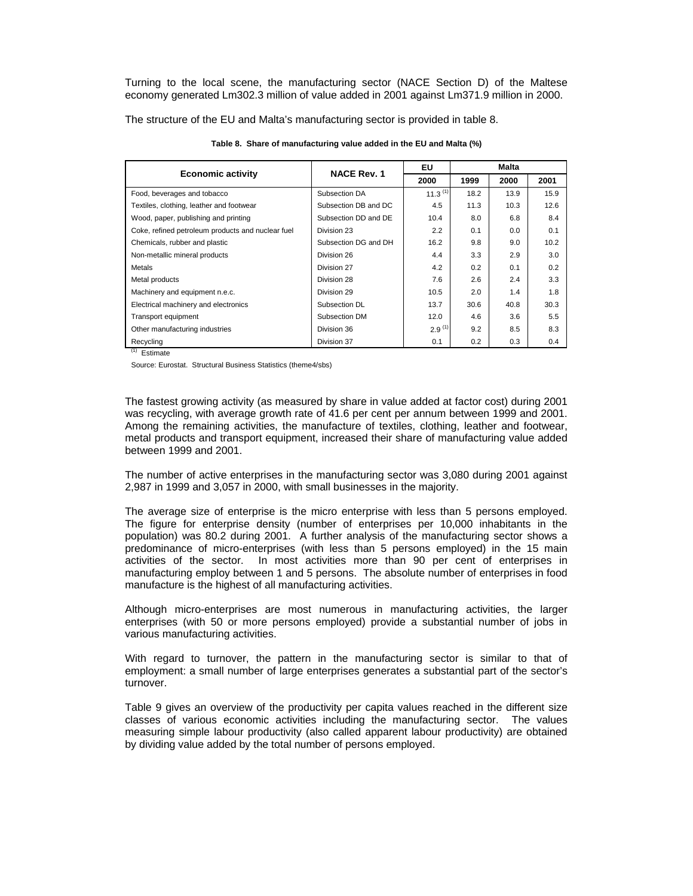Turning to the local scene, the manufacturing sector (NACE Section D) of the Maltese economy generated Lm302.3 million of value added in 2001 against Lm371.9 million in 2000.

The structure of the EU and Malta's manufacturing sector is provided in table 8.

**Table 8. Share of manufacturing value added in the EU and Malta (%)**

| Economic activity | NACE Rev. 1 | EU | Malta | | |
|---|---|---|---|---|---|
| | | 2000 | 1999 | 2000 | 2001 |
| Food, beverages and tobacco | Subsection DA | 11.3 [(1)] | 18.2 | 13.9 | 15.9 |
| Textiles, clothing, leather and footwear | Subsection DB and DC | 4.5 | 11.3 | 10.3 | 12.6 |
| Wood, paper, publishing and printing | Subsection DD and DE | 10.4 | 8.0 | 6.8 | 8.4 |
| Coke, refined petroleum products and nuclear fuel | Division 23 | 2.2 | 0.1 | 0.0 | 0.1 |
| Chemicals, rubber and plastic | Subsection DG and DH | 16.2 | 9.8 | 9.0 | 10.2 |
| Non-metallic mineral products | Division 26 | 4.4 | 3.3 | 2.9 | 3.0 |
| Metals | Division 27 | 4.2 | 0.2 | 0.1 | 0.2 |
| Metal products | Division 28 | 7.6 | 2.6 | 2.4 | 3.3 |
| Machinery and equipment n.e.c. | Division 29 | 10.5 | 2.0 | 1.4 | 1.8 |
| Electrical machinery and electronics | Subsection DL | 13.7 | 30.6 | 40.8 | 30.3 |
| Transport equipment | Subsection DM | 12.0 | 4.6 | 3.6 | 5.5 |
| Other manufacturing industries | Division 36 | 2.9 [(1)] | 9.2 | 8.5 | 8.3 |
| Recycling | Division 37 | 0.1 | 0.2 | 0.3 | 0.4 |

[(1)] Estimate

Source: Eurostat. Structural Business Statistics (theme4/sbs)

The fastest growing activity (as measured by share in value added at factor cost) during 2001 was recycling, with average growth rate of 41.6 per cent per annum between 1999 and 2001. Among the remaining activities, the manufacture of textiles, clothing, leather and footwear, metal products and transport equipment, increased their share of manufacturing value added between 1999 and 2001.

The number of active enterprises in the manufacturing sector was 3,080 during 2001 against 2,987 in 1999 and 3,057 in 2000, with small businesses in the majority.

The average size of enterprise is the micro enterprise with less than 5 persons employed. The figure for enterprise density (number of enterprises per 10,000 inhabitants in the population) was 80.2 during 2001. A further analysis of the manufacturing sector shows a predominance of micro-enterprises (with less than 5 persons employed) in the 15 main activities of the sector. In most activities more than 90 per cent of enterprises in manufacturing employ between 1 and 5 persons. The absolute number of enterprises in food manufacture is the highest of all manufacturing activities.

Although micro-enterprises are most numerous in manufacturing activities, the larger enterprises (with 50 or more persons employed) provide a substantial number of jobs in various manufacturing activities.

With regard to turnover, the pattern in the manufacturing sector is similar to that of employment: a small number of large enterprises generates a substantial part of the sector's turnover.

Table 9 gives an overview of the productivity per capita values reached in the different size classes of various economic activities including the manufacturing sector. The values measuring simple labour productivity (also called apparent labour productivity) are obtained by dividing value added by the total number of persons employed.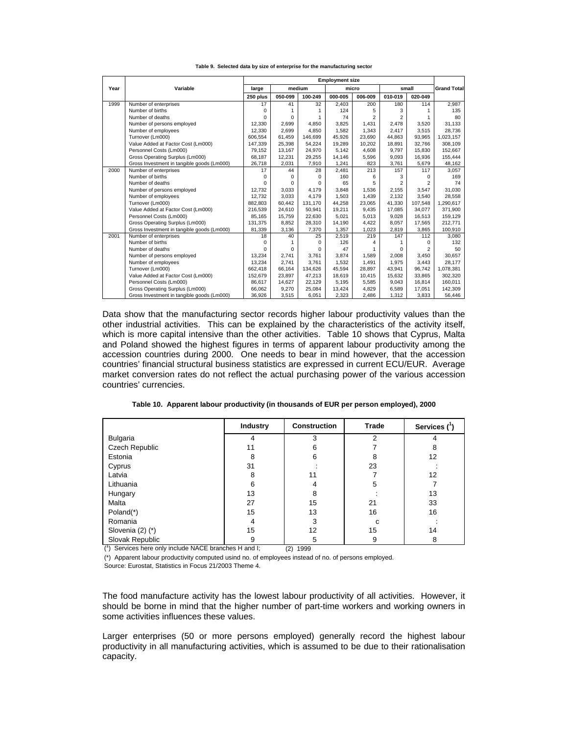**Table 9. Selected data by size of enterprise for the manufacturing sector**

| Year | Variable | Employment size | | | | | | | Grand Total |
|---|---|---|---|---|---|---|---|---|---|
| | | large | medium | | micro | | small | | |
| | | 250 plus | 050-099 | 100-249 | 000-005 | 006-009 | 010-019 | 020-049 | |
| 1999 | Number of enterprises | 17 | 41 | 32 | 2,403 | 200 | 180 | 114 | 2,987 |
| | Number of births | 0 | 1 | 1 | 124 | 5 | 3 | 1 | 135 |
| | Number of deaths | 0 | 0 | 1 | 74 | 2 | 2 | 1 | 80 |
| | Number of persons employed | 12,330 | 2,699 | 4,850 | 3,825 | 1,431 | 2,478 | 3,520 | 31,133 |
| | Number of employees | 12,330 | 2,699 | 4,850 | 1,582 | 1,343 | 2,417 | 3,515 | 28,736 |
| | Turnover (Lm000) | 606,554 | 61,459 | 146,699 | 45,926 | 23,690 | 44,863 | 93,965 | 1,023,157 |
| | Value Added at Factor Cost (Lm000) | 147,339 | 25,398 | 54,224 | 19,289 | 10,202 | 18,891 | 32,766 | 308,109 |
| | Personnel Costs (Lm000) | 79,152 | 13,167 | 24,970 | 5,142 | 4,608 | 9,797 | 15,830 | 152,667 |
| | Gross Operating Surplus (Lm000) | 68,187 | 12,231 | 29,255 | 14,146 | 5,596 | 9,093 | 16,936 | 155,444 |
| | Gross Investment in tangible goods (Lm000) | 26,718 | 2,031 | 7,910 | 1,241 | 823 | 3,761 | 5,679 | 48,162 |
| 2000 | Number of enterprises | 17 | 44 | 28 | 2,481 | 213 | 157 | 117 | 3,057 |
| | Number of births | 0 | 0 | 0 | 160 | 6 | 3 | 0 | 169 |
| | Number of deaths | 0 | 0 | 0 | 65 | 5 | 2 | 2 | 74 |
| | Number of persons employed | 12,732 | 3,033 | 4,179 | 3,848 | 1,536 | 2,155 | 3,547 | 31,030 |
| | Number of employees | 12,732 | 3,033 | 4,179 | 1,503 | 1,439 | 2,132 | 3,540 | 28,558 |
| | Turnover (Lm000) | 882,803 | 60,442 | 131,170 | 44,258 | 23,065 | 41,330 | 107,548 | 1,290,617 |
| | Value Added at Factor Cost (Lm000) | 216,539 | 24,610 | 50,941 | 19,211 | 9,435 | 17,085 | 34,077 | 371,900 |
| | Personnel Costs (Lm000) | 85,165 | 15,759 | 22,630 | 5,021 | 5,013 | 9,028 | 16,513 | 159,129 |
| | Gross Operating Surplus (Lm000) | 131,375 | 8,852 | 28,310 | 14,190 | 4,422 | 8,057 | 17,565 | 212,771 |
| | Gross Investment in tangible goods (Lm000) | 81,339 | 3,136 | 7,370 | 1,357 | 1,023 | 2,819 | 3,865 | 100,910 |
| 2001 | Number of enterprises | 18 | 40 | 25 | 2,519 | 219 | 147 | 112 | 3,080 |
| | Number of births | 0 | 1 | 0 | 126 | 4 | 1 | 0 | 132 |
| | Number of deaths | 0 | 0 | 0 | 47 | 1 | 0 | 2 | 50 |
| | Number of persons employed | 13,234 | 2,741 | 3,761 | 3,874 | 1,589 | 2,008 | 3,450 | 30,657 |
| | Number of employees | 13,234 | 2,741 | 3,761 | 1,532 | 1,491 | 1,975 | 3,443 | 28,177 |
| | Turnover (Lm000) | 662,418 | 66,164 | 134,626 | 45,594 | 28,897 | 43,941 | 96,742 | 1,078,381 |
| | Value Added at Factor Cost (Lm000) | 152,679 | 23,897 | 47,213 | 18,619 | 10,415 | 15,632 | 33,865 | 302,320 |
| | Personnel Costs (Lm000) | 86,617 | 14,627 | 22,129 | 5,195 | 5,585 | 9,043 | 16,814 | 160,011 |
| | Gross Operating Surplus (Lm000) | 66,062 | 9,270 | 25,084 | 13,424 | 4,829 | 6,589 | 17,051 | 142,309 |
| | Gross Investment in tangible goods (Lm000) | 36,926 | 3,515 | 6,051 | 2,323 | 2,486 | 1,312 | 3,833 | 56,446 |

Data show that the manufacturing sector records higher labour productivity values than the other industrial activities. This can be explained by the characteristics of the activity itself, which is more capital intensive than the other activities. Table 10 shows that Cyprus, Malta and Poland showed the highest figures in terms of apparent labour productivity among the accession countries during 2000. One needs to bear in mind however, that the accession countries' financial structural business statistics are expressed in current ECU/EUR. Average market conversion rates do not reflect the actual purchasing power of the various accession countries' currencies.

**Table 10. Apparent labour productivity (in thousands of EUR per person employed), 2000**

| | Industry | Construction | Trade | Services (1) |
|---|---|---|---|---|
| Bulgaria | 4 | 3 | 2 | 4 |
| Czech Republic | 11 | 6 | 7 | 8 |
| Estonia | 8 | 6 | 8 | 12 |
| Cyprus | 31 | : | 23 | : |
| Latvia | 8 | 11 | 7 | 12 |
| Lithuania | 6 | 4 | 5 | 7 |
| Hungary | 13 | 8 | : | 13 |
| Malta | 27 | 15 | 21 | 33 |
| Poland(*) | 15 | 13 | 16 | 16 |
| Romania | 4 | 3 | c | : |
| Slovenia (2) (*) | 15 | 12 | 15 | 14 |
| Slovak Republic | 9 | 5 | 9 | 8 |

(1) Services here only include NACE branches H and I; (2) 1999

(*) Apparent labour productivity computed usind no. of employees instead of no. of persons employed.

Source: Eurostat, Statistics in Focus 21/2003 Theme 4.

The food manufacture activity has the lowest labour productivity of all activities. However, it should be borne in mind that the higher number of part-time workers and working owners in some activities influences these values.

Larger enterprises (50 or more persons employed) generally record the highest labour productivity in all manufacturing activities, which is assumed to be due to their rationalisation capacity.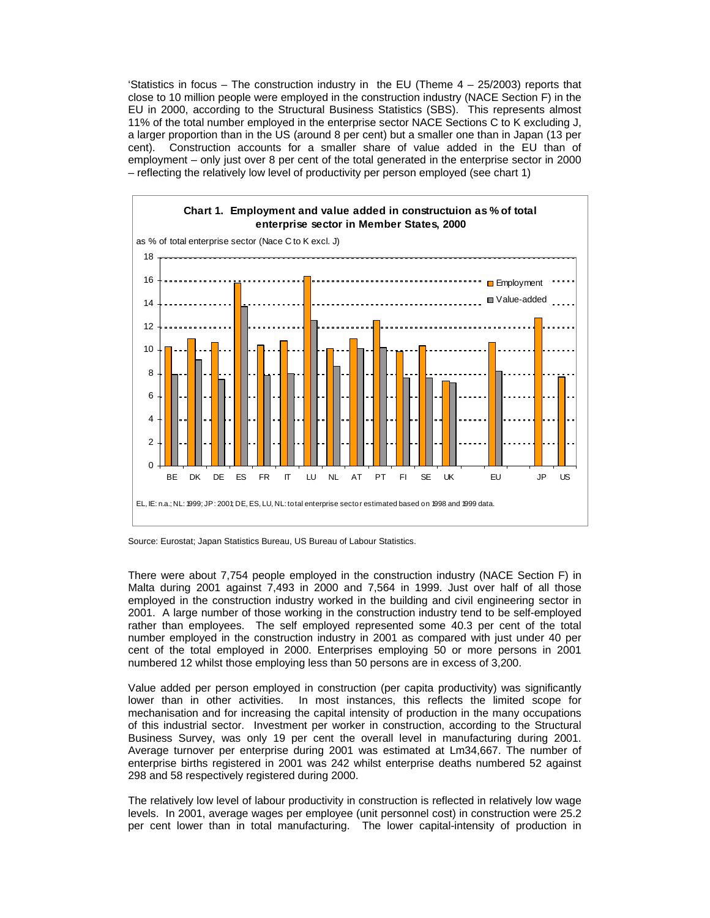'Statistics in focus – The construction industry in the EU (Theme 4 – 25/2003) reports that close to 10 million people were employed in the construction industry (NACE Section F) in the EU in 2000, according to the Structural Business Statistics (SBS). This represents almost 11% of the total number employed in the enterprise sector NACE Sections C to K excluding J, a larger proportion than in the US (around 8 per cent) but a smaller one than in Japan (13 per cent). Construction accounts for a smaller share of value added in the EU than of employment – only just over 8 per cent of the total generated in the enterprise sector in 2000 – reflecting the relatively low level of productivity per person employed (see chart 1)

**Chart 1. Employment and value added in constructuion as % of total enterprise sector in Member States, 2000**

as % of total enterprise sector (Nace C to K excl. J)

EL, IE: n.a.; NL: 1999; JP: 2001; DE, ES, LU, NL: total enterprise sector estimated based on 1998 and 1999 data.

Source: Eurostat; Japan Statistics Bureau, US Bureau of Labour Statistics.

There were about 7,754 people employed in the construction industry (NACE Section F) in Malta during 2001 against 7,493 in 2000 and 7,564 in 1999. Just over half of all those employed in the construction industry worked in the building and civil engineering sector in 2001. A large number of those working in the construction industry tend to be self-employed rather than employees. The self employed represented some 40.3 per cent of the total number employed in the construction industry in 2001 as compared with just under 40 per cent of the total employed in 2000. Enterprises employing 50 or more persons in 2001 numbered 12 whilst those employing less than 50 persons are in excess of 3,200.

Value added per person employed in construction (per capita productivity) was significantly lower than in other activities. In most instances, this reflects the limited scope for mechanisation and for increasing the capital intensity of production in the many occupations of this industrial sector. Investment per worker in construction, according to the Structural Business Survey, was only 19 per cent the overall level in manufacturing during 2001. Average turnover per enterprise during 2001 was estimated at Lm34,667. The number of enterprise births registered in 2001 was 242 whilst enterprise deaths numbered 52 against 298 and 58 respectively registered during 2000.

The relatively low level of labour productivity in construction is reflected in relatively low wage levels. In 2001, average wages per employee (unit personnel cost) in construction were 25.2 per cent lower than in total manufacturing. The lower capital-intensity of production in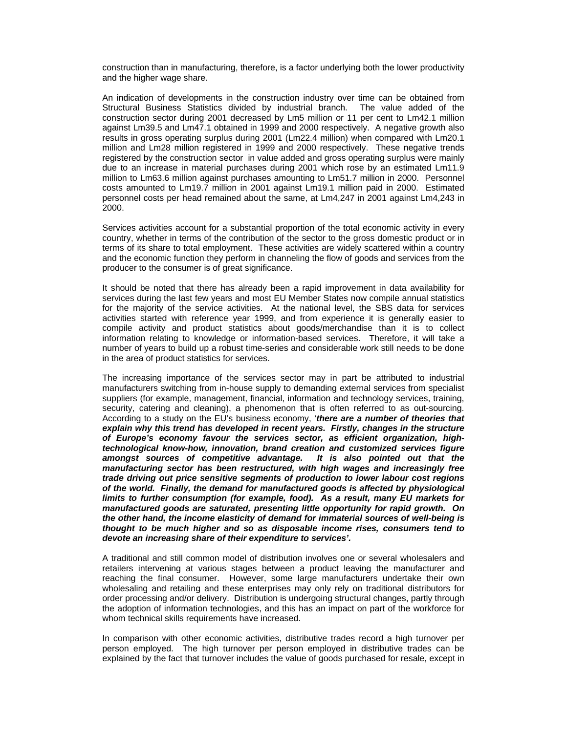construction than in manufacturing, therefore, is a factor underlying both the lower productivity and the higher wage share.

An indication of developments in the construction industry over time can be obtained from Structural Business Statistics divided by industrial branch. The value added of the construction sector during 2001 decreased by Lm5 million or 11 per cent to Lm42.1 million against Lm39.5 and Lm47.1 obtained in 1999 and 2000 respectively. A negative growth also results in gross operating surplus during 2001 (Lm22.4 million) when compared with Lm20.1 million and Lm28 million registered in 1999 and 2000 respectively. These negative trends registered by the construction sector in value added and gross operating surplus were mainly due to an increase in material purchases during 2001 which rose by an estimated Lm11.9 million to Lm63.6 million against purchases amounting to Lm51.7 million in 2000. Personnel costs amounted to Lm19.7 million in 2001 against Lm19.1 million paid in 2000. Estimated personnel costs per head remained about the same, at Lm4,247 in 2001 against Lm4,243 in 2000.

Services activities account for a substantial proportion of the total economic activity in every country, whether in terms of the contribution of the sector to the gross domestic product or in terms of its share to total employment. These activities are widely scattered within a country and the economic function they perform in channeling the flow of goods and services from the producer to the consumer is of great significance.

It should be noted that there has already been a rapid improvement in data availability for services during the last few years and most EU Member States now compile annual statistics for the majority of the service activities. At the national level, the SBS data for services activities started with reference year 1999, and from experience it is generally easier to compile activity and product statistics about goods/merchandise than it is to collect information relating to knowledge or information-based services. Therefore, it will take a number of years to build up a robust time-series and considerable work still needs to be done in the area of product statistics for services.

The increasing importance of the services sector may in part be attributed to industrial manufacturers switching from in-house supply to demanding external services from specialist suppliers (for example, management, financial, information and technology services, training, security, catering and cleaning), a phenomenon that is often referred to as out-sourcing. According to a study on the EU's business economy, '***there are a number of theories that explain why this trend has developed in recent years. Firstly, changes in the structure of Europe's economy favour the services sector, as efficient organization, high-technological know-how, innovation, brand creation and customized services figure amongst sources of competitive advantage. It is also pointed out that the manufacturing sector has been restructured, with high wages and increasingly free trade driving out price sensitive segments of production to lower labour cost regions of the world. Finally, the demand for manufactured goods is affected by physiological limits to further consumption (for example, food). As a result, many EU markets for manufactured goods are saturated, presenting little opportunity for rapid growth. On the other hand, the income elasticity of demand for immaterial sources of well-being is thought to be much higher and so as disposable income rises, consumers tend to devote an increasing share of their expenditure to services'.***

A traditional and still common model of distribution involves one or several wholesalers and retailers intervening at various stages between a product leaving the manufacturer and reaching the final consumer. However, some large manufacturers undertake their own wholesaling and retailing and these enterprises may only rely on traditional distributors for order processing and/or delivery. Distribution is undergoing structural changes, partly through the adoption of information technologies, and this has an impact on part of the workforce for whom technical skills requirements have increased.

In comparison with other economic activities, distributive trades record a high turnover per person employed. The high turnover per person employed in distributive trades can be explained by the fact that turnover includes the value of goods purchased for resale, except in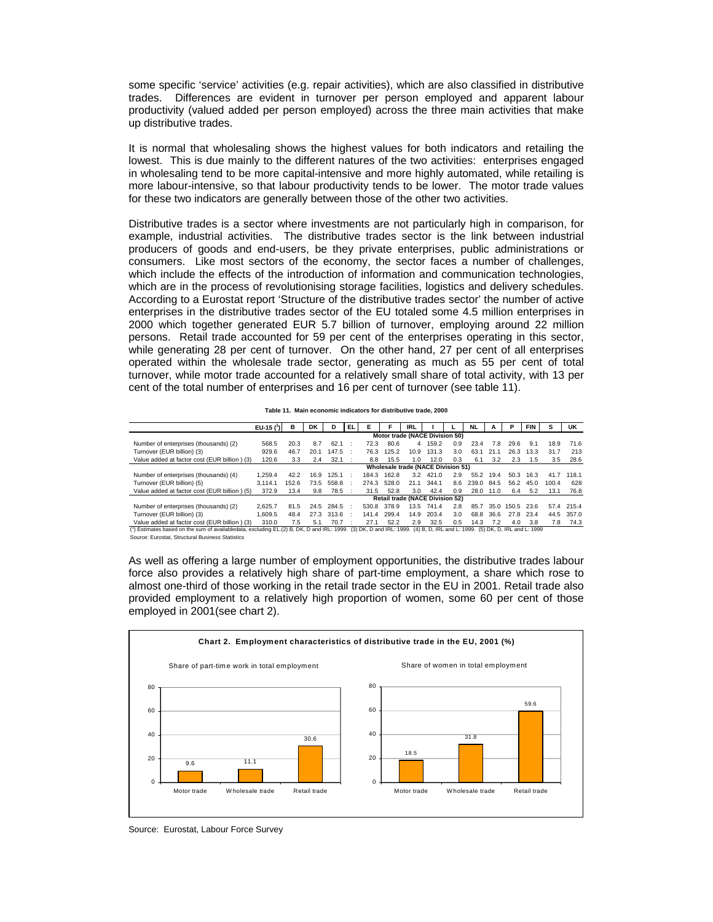some specific 'service' activities (e.g. repair activities), which are also classified in distributive trades. Differences are evident in turnover per person employed and apparent labour productivity (valued added per person employed) across the three main activities that make up distributive trades.

It is normal that wholesaling shows the highest values for both indicators and retailing the lowest. This is due mainly to the different natures of the two activities: enterprises engaged in wholesaling tend to be more capital-intensive and more highly automated, while retailing is more labour-intensive, so that labour productivity tends to be lower. The motor trade values for these two indicators are generally between those of the other two activities.

Distributive trades is a sector where investments are not particularly high in comparison, for example, industrial activities. The distributive trades sector is the link between industrial producers of goods and end-users, be they private enterprises, public administrations or consumers. Like most sectors of the economy, the sector faces a number of challenges, which include the effects of the introduction of information and communication technologies, which are in the process of revolutionising storage facilities, logistics and delivery schedules. According to a Eurostat report 'Structure of the distributive trades sector' the number of active enterprises in the distributive trades sector of the EU totaled some 4.5 million enterprises in 2000 which together generated EUR 5.7 billion of turnover, employing around 22 million persons. Retail trade accounted for 59 per cent of the enterprises operating in this sector, while generating 28 per cent of turnover. On the other hand, 27 per cent of all enterprises operated within the wholesale trade sector, generating as much as 55 per cent of total turnover, while motor trade accounted for a relatively small share of total activity, with 13 per cent of the total number of enterprises and 16 per cent of turnover (see table 11).

**Table 11. Main economic indicators for distributive trade, 2000**

| | EU-15 (¹) | B | DK | D | EL | E | F | IRL | I | L | NL | A | P | FIN | S | UK |
|---|---|---|---|---|---|---|---|---|---|---|---|---|---|---|---|---|
| **Motor trade (NACE Division 50)** | | | | | | | | | | | | | | | | |
| Number of enterprises (thousands) (2) | 568.5 | 20.3 | 8.7 | 62.1 | : | 72.3 | 80.6 | 4 | 159.2 | 0.9 | 23.4 | 7.8 | 29.6 | 9.1 | 18.9 | 71.6 |
| Turnover (EUR billion) (3) | 929.6 | 46.7 | 20.1 | 147.5 | : | 76.3 | 125.2 | 10.9 | 131.3 | 3.0 | 63.1 | 21.1 | 26.3 | 13.3 | 31.7 | 213 |
| Value added at factor cost (EUR billion ) (3) | 120.6 | 3.3 | 2.4 | 32.1 | : | 8.8 | 15.5 | 1.0 | 12.0 | 0.3 | 6.1 | 3.2 | 2.3 | 1.5 | 3.5 | 28.6 |
| **Wholesale trade (NACE Division 51)** | | | | | | | | | | | | | | | | |
| Number of enterprises (thousands) (4) | 1,259.4 | 42.2 | 16.9 | 125.1 | : | 184.3 | 162.8 | 3.2 | 421.0 | 2.9 | 55.2 | 19.4 | 50.3 | 16.3 | 41.7 | 118.1 |
| Turnover (EUR billion) (5) | 3,114.1 | 152.6 | 73.5 | 558.8 | : | 274.3 | 528.0 | 21.1 | 344.1 | 8.6 | 239.0 | 84.5 | 56.2 | 45.0 | 100.4 | 628 |
| Value added at factor cost (EUR billion ) (5) | 372.9 | 13.4 | 9.8 | 78.5 | : | 31.5 | 52.8 | 3.0 | 42.4 | 0.9 | 28.0 | 11.0 | 6.4 | 5.2 | 13.1 | 76.8 |
| **Retail trade (NACE Division 52)** | | | | | | | | | | | | | | | | |
| Number of enterprises (thousands) (2) | 2,625.7 | 81.5 | 24.5 | 284.5 | : | 530.8 | 378.9 | 13.5 | 741.4 | 2.8 | 85.7 | 35.0 | 150.5 | 23.6 | 57.4 | 215.4 |
| Turnover (EUR billion) (3) | 1,609.5 | 48.4 | 27.3 | 313.6 | : | 141.4 | 299.4 | 14.9 | 203.4 | 3.0 | 68.8 | 36.6 | 27.8 | 23.4 | 44.5 | 357.0 |
| Value added at factor cost (EUR billion ) (3) | 310.0 | 7.5 | 5.1 | 70.7 | : | 27.1 | 52.2 | 2.9 | 32.5 | 0.5 | 14.3 | 7.2 | 4.0 | 3.8 | 7.8 | 74.3 |

(¹) Estimates based on the sum of availabledata, excluding EL.(2) B, DK, D and IRL: 1999. (3) DK, D and IRL: 1999. (4) B, D, IRL and L: 1999. (5) DK, D, IRL and L: 1999

Source: Eurostat, Structural Business Statistics

As well as offering a large number of employment opportunities, the distributive trades labour force also provides a relatively high share of part-time employment, a share which rose to almost one-third of those working in the retail trade sector in the EU in 2001. Retail trade also provided employment to a relatively high proportion of women, some 60 per cent of those employed in 2001(see chart 2).

**Chart 2. Employment characteristics of distributive trade in the EU, 2001 (%)**

Share of part-time work in total employment

| Motor trade | Wholesale trade | Retail trade |
|---|---|---|
| 9.6 | 11.1 | 30.6 |

Share of women in total employment

| Motor trade | Wholesale trade | Retail trade |
|---|---|---|
| 18.5 | 31.8 | 59.6 |

Source: Eurostat, Labour Force Survey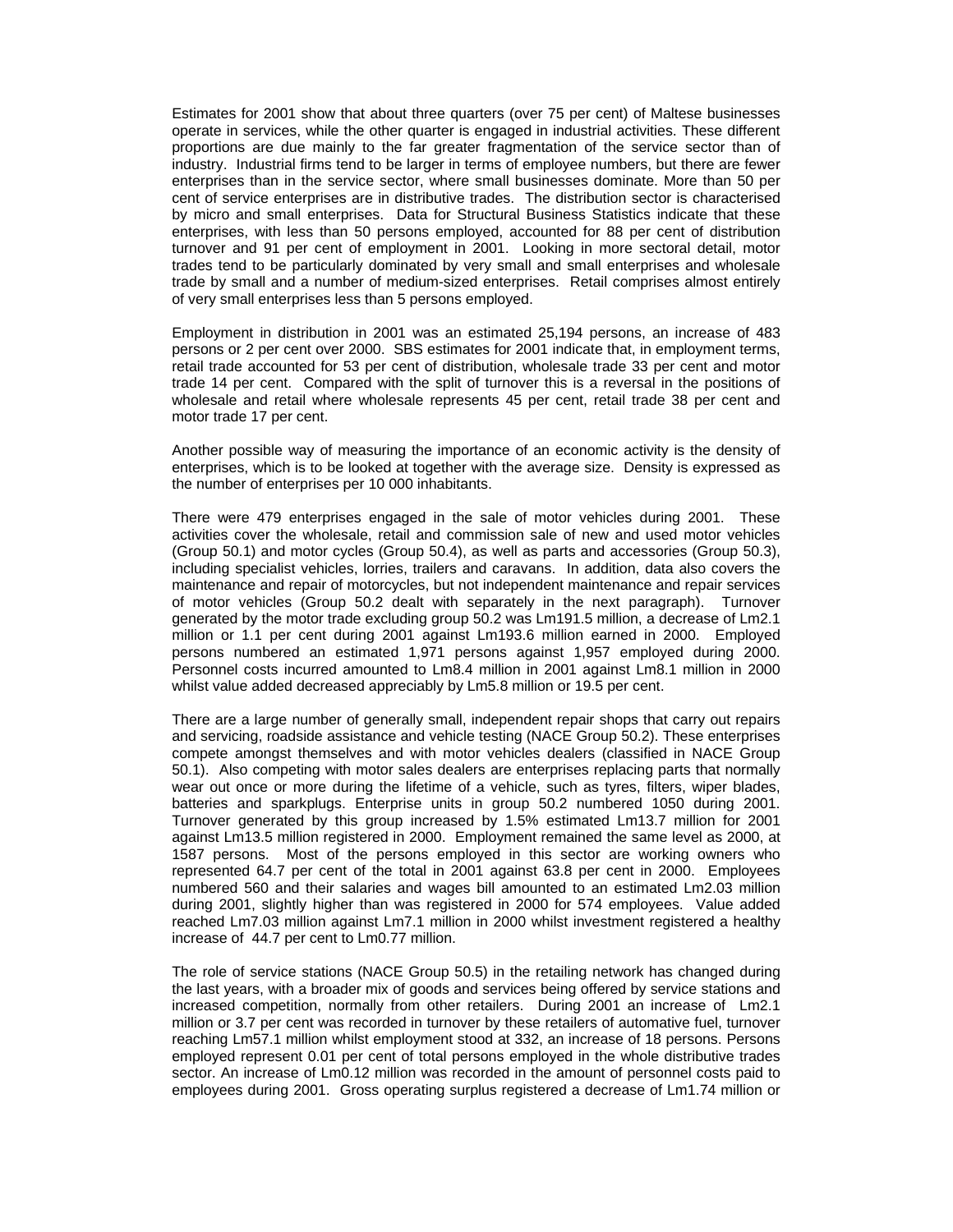Estimates for 2001 show that about three quarters (over 75 per cent) of Maltese businesses operate in services, while the other quarter is engaged in industrial activities. These different proportions are due mainly to the far greater fragmentation of the service sector than of industry. Industrial firms tend to be larger in terms of employee numbers, but there are fewer enterprises than in the service sector, where small businesses dominate. More than 50 per cent of service enterprises are in distributive trades. The distribution sector is characterised by micro and small enterprises. Data for Structural Business Statistics indicate that these enterprises, with less than 50 persons employed, accounted for 88 per cent of distribution turnover and 91 per cent of employment in 2001. Looking in more sectoral detail, motor trades tend to be particularly dominated by very small and small enterprises and wholesale trade by small and a number of medium-sized enterprises. Retail comprises almost entirely of very small enterprises less than 5 persons employed.

Employment in distribution in 2001 was an estimated 25,194 persons, an increase of 483 persons or 2 per cent over 2000. SBS estimates for 2001 indicate that, in employment terms, retail trade accounted for 53 per cent of distribution, wholesale trade 33 per cent and motor trade 14 per cent. Compared with the split of turnover this is a reversal in the positions of wholesale and retail where wholesale represents 45 per cent, retail trade 38 per cent and motor trade 17 per cent.

Another possible way of measuring the importance of an economic activity is the density of enterprises, which is to be looked at together with the average size. Density is expressed as the number of enterprises per 10 000 inhabitants.

There were 479 enterprises engaged in the sale of motor vehicles during 2001. These activities cover the wholesale, retail and commission sale of new and used motor vehicles (Group 50.1) and motor cycles (Group 50.4), as well as parts and accessories (Group 50.3), including specialist vehicles, lorries, trailers and caravans. In addition, data also covers the maintenance and repair of motorcycles, but not independent maintenance and repair services of motor vehicles (Group 50.2 dealt with separately in the next paragraph). Turnover generated by the motor trade excluding group 50.2 was Lm191.5 million, a decrease of Lm2.1 million or 1.1 per cent during 2001 against Lm193.6 million earned in 2000. Employed persons numbered an estimated 1,971 persons against 1,957 employed during 2000. Personnel costs incurred amounted to Lm8.4 million in 2001 against Lm8.1 million in 2000 whilst value added decreased appreciably by Lm5.8 million or 19.5 per cent.

There are a large number of generally small, independent repair shops that carry out repairs and servicing, roadside assistance and vehicle testing (NACE Group 50.2). These enterprises compete amongst themselves and with motor vehicles dealers (classified in NACE Group 50.1). Also competing with motor sales dealers are enterprises replacing parts that normally wear out once or more during the lifetime of a vehicle, such as tyres, filters, wiper blades, batteries and sparkplugs. Enterprise units in group 50.2 numbered 1050 during 2001. Turnover generated by this group increased by 1.5% estimated Lm13.7 million for 2001 against Lm13.5 million registered in 2000. Employment remained the same level as 2000, at 1587 persons. Most of the persons employed in this sector are working owners who represented 64.7 per cent of the total in 2001 against 63.8 per cent in 2000. Employees numbered 560 and their salaries and wages bill amounted to an estimated Lm2.03 million during 2001, slightly higher than was registered in 2000 for 574 employees. Value added reached Lm7.03 million against Lm7.1 million in 2000 whilst investment registered a healthy increase of 44.7 per cent to Lm0.77 million.

The role of service stations (NACE Group 50.5) in the retailing network has changed during the last years, with a broader mix of goods and services being offered by service stations and increased competition, normally from other retailers. During 2001 an increase of Lm2.1 million or 3.7 per cent was recorded in turnover by these retailers of automative fuel, turnover reaching Lm57.1 million whilst employment stood at 332, an increase of 18 persons. Persons employed represent 0.01 per cent of total persons employed in the whole distributive trades sector. An increase of Lm0.12 million was recorded in the amount of personnel costs paid to employees during 2001. Gross operating surplus registered a decrease of Lm1.74 million or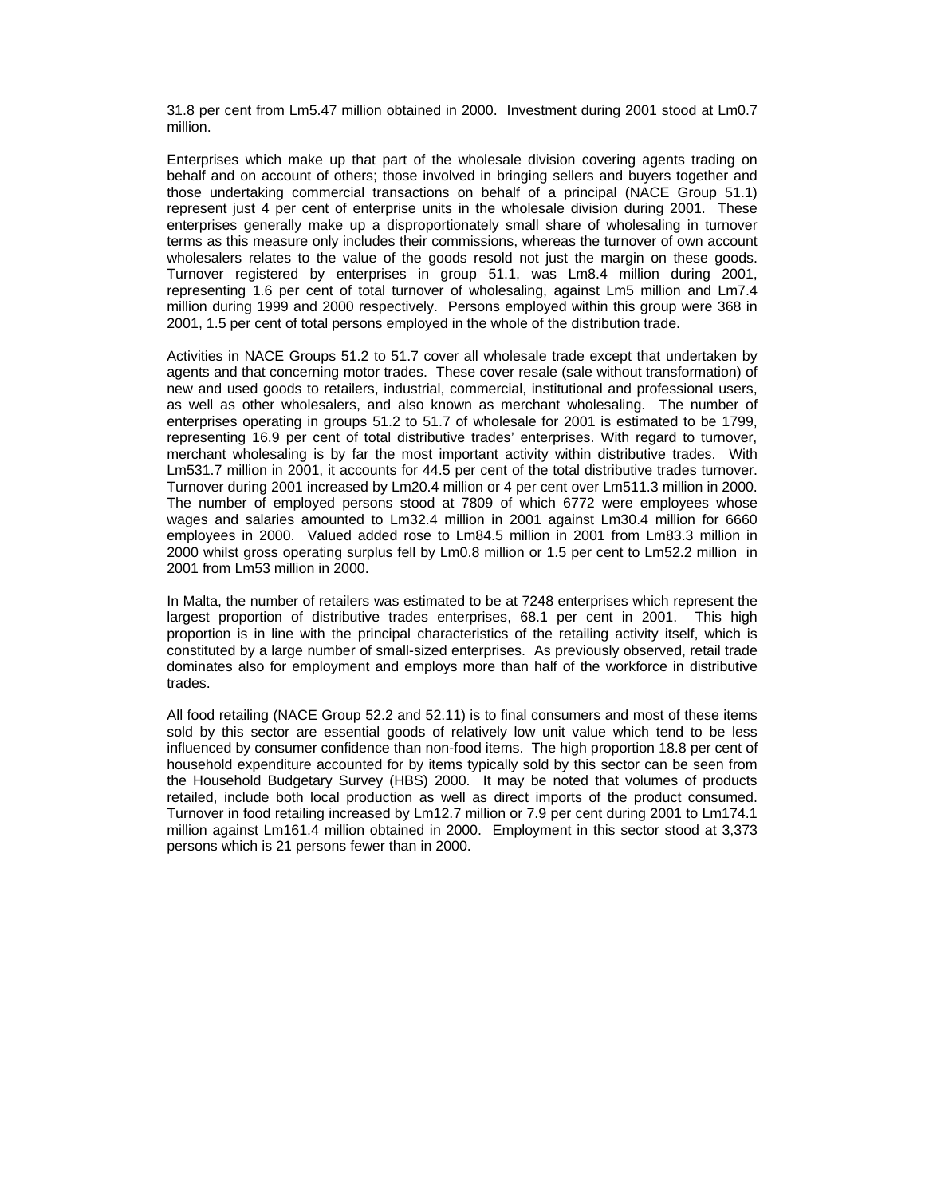31.8 per cent from Lm5.47 million obtained in 2000. Investment during 2001 stood at Lm0.7 million.

Enterprises which make up that part of the wholesale division covering agents trading on behalf and on account of others; those involved in bringing sellers and buyers together and those undertaking commercial transactions on behalf of a principal (NACE Group 51.1) represent just 4 per cent of enterprise units in the wholesale division during 2001. These enterprises generally make up a disproportionately small share of wholesaling in turnover terms as this measure only includes their commissions, whereas the turnover of own account wholesalers relates to the value of the goods resold not just the margin on these goods. Turnover registered by enterprises in group 51.1, was Lm8.4 million during 2001, representing 1.6 per cent of total turnover of wholesaling, against Lm5 million and Lm7.4 million during 1999 and 2000 respectively. Persons employed within this group were 368 in 2001, 1.5 per cent of total persons employed in the whole of the distribution trade.

Activities in NACE Groups 51.2 to 51.7 cover all wholesale trade except that undertaken by agents and that concerning motor trades. These cover resale (sale without transformation) of new and used goods to retailers, industrial, commercial, institutional and professional users, as well as other wholesalers, and also known as merchant wholesaling. The number of enterprises operating in groups 51.2 to 51.7 of wholesale for 2001 is estimated to be 1799, representing 16.9 per cent of total distributive trades' enterprises. With regard to turnover, merchant wholesaling is by far the most important activity within distributive trades. With Lm531.7 million in 2001, it accounts for 44.5 per cent of the total distributive trades turnover. Turnover during 2001 increased by Lm20.4 million or 4 per cent over Lm511.3 million in 2000. The number of employed persons stood at 7809 of which 6772 were employees whose wages and salaries amounted to Lm32.4 million in 2001 against Lm30.4 million for 6660 employees in 2000. Valued added rose to Lm84.5 million in 2001 from Lm83.3 million in 2000 whilst gross operating surplus fell by Lm0.8 million or 1.5 per cent to Lm52.2 million in 2001 from Lm53 million in 2000.

In Malta, the number of retailers was estimated to be at 7248 enterprises which represent the largest proportion of distributive trades enterprises, 68.1 per cent in 2001. This high proportion is in line with the principal characteristics of the retailing activity itself, which is constituted by a large number of small-sized enterprises. As previously observed, retail trade dominates also for employment and employs more than half of the workforce in distributive trades.

All food retailing (NACE Group 52.2 and 52.11) is to final consumers and most of these items sold by this sector are essential goods of relatively low unit value which tend to be less influenced by consumer confidence than non-food items. The high proportion 18.8 per cent of household expenditure accounted for by items typically sold by this sector can be seen from the Household Budgetary Survey (HBS) 2000. It may be noted that volumes of products retailed, include both local production as well as direct imports of the product consumed. Turnover in food retailing increased by Lm12.7 million or 7.9 per cent during 2001 to Lm174.1 million against Lm161.4 million obtained in 2000. Employment in this sector stood at 3,373 persons which is 21 persons fewer than in 2000.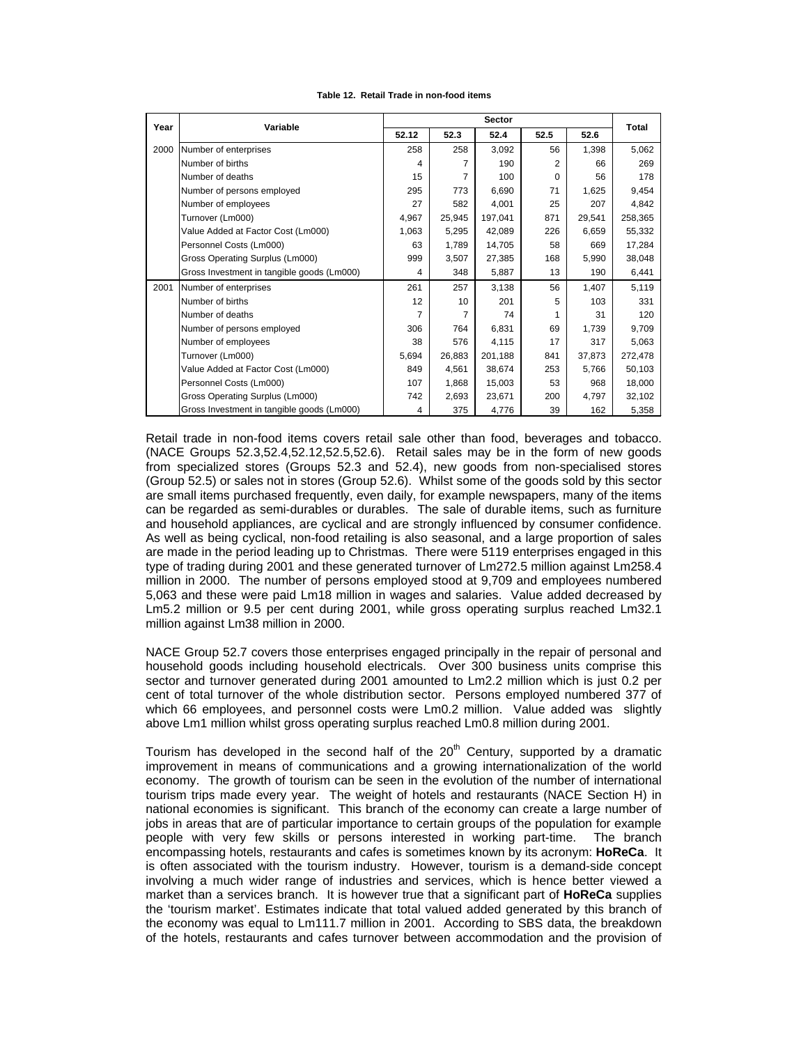**Table 12. Retail Trade in non-food items**

| Year | Variable | Sector | | | | | Total |
|---|---|---|---|---|---|---|---|
| | | 52.12 | 52.3 | 52.4 | 52.5 | 52.6 | |
| 2000 | Number of enterprises | 258 | 258 | 3,092 | 56 | 1,398 | 5,062 |
| | Number of births | 4 | 7 | 190 | 2 | 66 | 269 |
| | Number of deaths | 15 | 7 | 100 | 0 | 56 | 178 |
| | Number of persons employed | 295 | 773 | 6,690 | 71 | 1,625 | 9,454 |
| | Number of employees | 27 | 582 | 4,001 | 25 | 207 | 4,842 |
| | Turnover (Lm000) | 4,967 | 25,945 | 197,041 | 871 | 29,541 | 258,365 |
| | Value Added at Factor Cost (Lm000) | 1,063 | 5,295 | 42,089 | 226 | 6,659 | 55,332 |
| | Personnel Costs (Lm000) | 63 | 1,789 | 14,705 | 58 | 669 | 17,284 |
| | Gross Operating Surplus (Lm000) | 999 | 3,507 | 27,385 | 168 | 5,990 | 38,048 |
| | Gross Investment in tangible goods (Lm000) | 4 | 348 | 5,887 | 13 | 190 | 6,441 |
| 2001 | Number of enterprises | 261 | 257 | 3,138 | 56 | 1,407 | 5,119 |
| | Number of births | 12 | 10 | 201 | 5 | 103 | 331 |
| | Number of deaths | 7 | 7 | 74 | 1 | 31 | 120 |
| | Number of persons employed | 306 | 764 | 6,831 | 69 | 1,739 | 9,709 |
| | Number of employees | 38 | 576 | 4,115 | 17 | 317 | 5,063 |
| | Turnover (Lm000) | 5,694 | 26,883 | 201,188 | 841 | 37,873 | 272,478 |
| | Value Added at Factor Cost (Lm000) | 849 | 4,561 | 38,674 | 253 | 5,766 | 50,103 |
| | Personnel Costs (Lm000) | 107 | 1,868 | 15,003 | 53 | 968 | 18,000 |
| | Gross Operating Surplus (Lm000) | 742 | 2,693 | 23,671 | 200 | 4,797 | 32,102 |
| | Gross Investment in tangible goods (Lm000) | 4 | 375 | 4,776 | 39 | 162 | 5,358 |

Retail trade in non-food items covers retail sale other than food, beverages and tobacco. (NACE Groups 52.3,52.4,52.12,52.5,52.6). Retail sales may be in the form of new goods from specialized stores (Groups 52.3 and 52.4), new goods from non-specialised stores (Group 52.5) or sales not in stores (Group 52.6). Whilst some of the goods sold by this sector are small items purchased frequently, even daily, for example newspapers, many of the items can be regarded as semi-durables or durables. The sale of durable items, such as furniture and household appliances, are cyclical and are strongly influenced by consumer confidence. As well as being cyclical, non-food retailing is also seasonal, and a large proportion of sales are made in the period leading up to Christmas. There were 5119 enterprises engaged in this type of trading during 2001 and these generated turnover of Lm272.5 million against Lm258.4 million in 2000. The number of persons employed stood at 9,709 and employees numbered 5,063 and these were paid Lm18 million in wages and salaries. Value added decreased by Lm5.2 million or 9.5 per cent during 2001, while gross operating surplus reached Lm32.1 million against Lm38 million in 2000.

NACE Group 52.7 covers those enterprises engaged principally in the repair of personal and household goods including household electricals. Over 300 business units comprise this sector and turnover generated during 2001 amounted to Lm2.2 million which is just 0.2 per cent of total turnover of the whole distribution sector. Persons employed numbered 377 of which 66 employees, and personnel costs were Lm0.2 million. Value added was slightly above Lm1 million whilst gross operating surplus reached Lm0.8 million during 2001.

Tourism has developed in the second half of the 20$^{th}$ Century, supported by a dramatic improvement in means of communications and a growing internationalization of the world economy. The growth of tourism can be seen in the evolution of the number of international tourism trips made every year. The weight of hotels and restaurants (NACE Section H) in national economies is significant. This branch of the economy can create a large number of jobs in areas that are of particular importance to certain groups of the population for example people with very few skills or persons interested in working part-time. The branch encompassing hotels, restaurants and cafes is sometimes known by its acronym: **HoReCa**. It is often associated with the tourism industry. However, tourism is a demand-side concept involving a much wider range of industries and services, which is hence better viewed a market than a services branch. It is however true that a significant part of **HoReCa** supplies the 'tourism market'. Estimates indicate that total valued added generated by this branch of the economy was equal to Lm111.7 million in 2001. According to SBS data, the breakdown of the hotels, restaurants and cafes turnover between accommodation and the provision of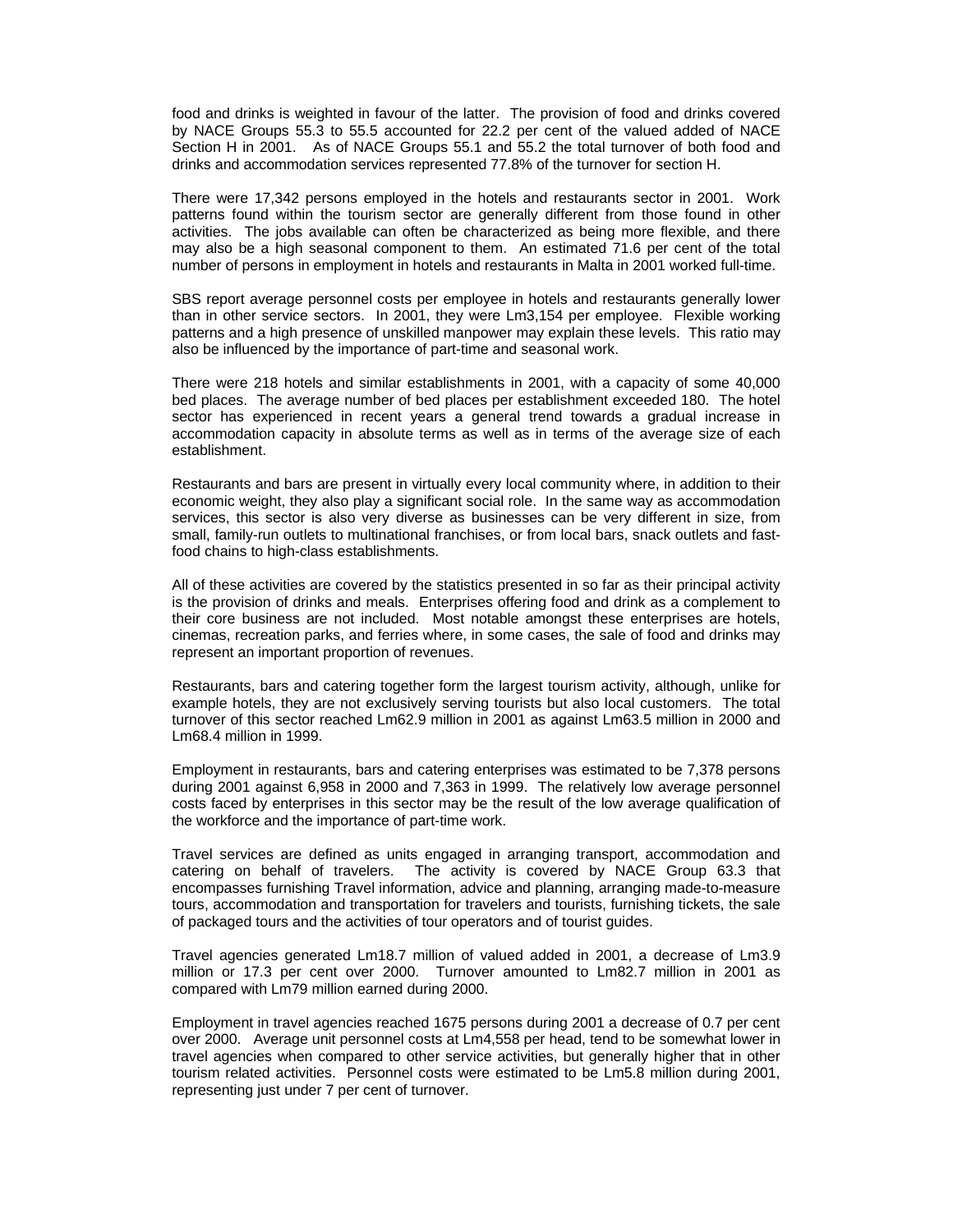food and drinks is weighted in favour of the latter. The provision of food and drinks covered by NACE Groups 55.3 to 55.5 accounted for 22.2 per cent of the valued added of NACE Section H in 2001. As of NACE Groups 55.1 and 55.2 the total turnover of both food and drinks and accommodation services represented 77.8% of the turnover for section H.

There were 17,342 persons employed in the hotels and restaurants sector in 2001. Work patterns found within the tourism sector are generally different from those found in other activities. The jobs available can often be characterized as being more flexible, and there may also be a high seasonal component to them. An estimated 71.6 per cent of the total number of persons in employment in hotels and restaurants in Malta in 2001 worked full-time.

SBS report average personnel costs per employee in hotels and restaurants generally lower than in other service sectors. In 2001, they were Lm3,154 per employee. Flexible working patterns and a high presence of unskilled manpower may explain these levels. This ratio may also be influenced by the importance of part-time and seasonal work.

There were 218 hotels and similar establishments in 2001, with a capacity of some 40,000 bed places. The average number of bed places per establishment exceeded 180. The hotel sector has experienced in recent years a general trend towards a gradual increase in accommodation capacity in absolute terms as well as in terms of the average size of each establishment.

Restaurants and bars are present in virtually every local community where, in addition to their economic weight, they also play a significant social role. In the same way as accommodation services, this sector is also very diverse as businesses can be very different in size, from small, family-run outlets to multinational franchises, or from local bars, snack outlets and fast-food chains to high-class establishments.

All of these activities are covered by the statistics presented in so far as their principal activity is the provision of drinks and meals. Enterprises offering food and drink as a complement to their core business are not included. Most notable amongst these enterprises are hotels, cinemas, recreation parks, and ferries where, in some cases, the sale of food and drinks may represent an important proportion of revenues.

Restaurants, bars and catering together form the largest tourism activity, although, unlike for example hotels, they are not exclusively serving tourists but also local customers. The total turnover of this sector reached Lm62.9 million in 2001 as against Lm63.5 million in 2000 and Lm68.4 million in 1999.

Employment in restaurants, bars and catering enterprises was estimated to be 7,378 persons during 2001 against 6,958 in 2000 and 7,363 in 1999. The relatively low average personnel costs faced by enterprises in this sector may be the result of the low average qualification of the workforce and the importance of part-time work.

Travel services are defined as units engaged in arranging transport, accommodation and catering on behalf of travelers. The activity is covered by NACE Group 63.3 that encompasses furnishing Travel information, advice and planning, arranging made-to-measure tours, accommodation and transportation for travelers and tourists, furnishing tickets, the sale of packaged tours and the activities of tour operators and of tourist guides.

Travel agencies generated Lm18.7 million of valued added in 2001, a decrease of Lm3.9 million or 17.3 per cent over 2000. Turnover amounted to Lm82.7 million in 2001 as compared with Lm79 million earned during 2000.

Employment in travel agencies reached 1675 persons during 2001 a decrease of 0.7 per cent over 2000. Average unit personnel costs at Lm4,558 per head, tend to be somewhat lower in travel agencies when compared to other service activities, but generally higher that in other tourism related activities. Personnel costs were estimated to be Lm5.8 million during 2001, representing just under 7 per cent of turnover.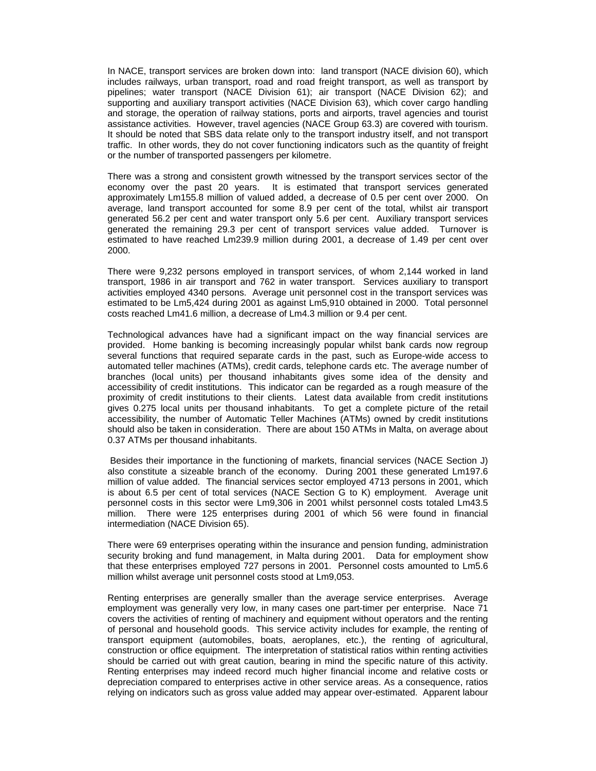In NACE, transport services are broken down into: land transport (NACE division 60), which includes railways, urban transport, road and road freight transport, as well as transport by pipelines; water transport (NACE Division 61); air transport (NACE Division 62); and supporting and auxiliary transport activities (NACE Division 63), which cover cargo handling and storage, the operation of railway stations, ports and airports, travel agencies and tourist assistance activities. However, travel agencies (NACE Group 63.3) are covered with tourism. It should be noted that SBS data relate only to the transport industry itself, and not transport traffic. In other words, they do not cover functioning indicators such as the quantity of freight or the number of transported passengers per kilometre.

There was a strong and consistent growth witnessed by the transport services sector of the economy over the past 20 years. It is estimated that transport services generated approximately Lm155.8 million of valued added, a decrease of 0.5 per cent over 2000. On average, land transport accounted for some 8.9 per cent of the total, whilst air transport generated 56.2 per cent and water transport only 5.6 per cent. Auxiliary transport services generated the remaining 29.3 per cent of transport services value added. Turnover is estimated to have reached Lm239.9 million during 2001, a decrease of 1.49 per cent over 2000.

There were 9,232 persons employed in transport services, of whom 2,144 worked in land transport, 1986 in air transport and 762 in water transport. Services auxiliary to transport activities employed 4340 persons. Average unit personnel cost in the transport services was estimated to be Lm5,424 during 2001 as against Lm5,910 obtained in 2000. Total personnel costs reached Lm41.6 million, a decrease of Lm4.3 million or 9.4 per cent.

Technological advances have had a significant impact on the way financial services are provided. Home banking is becoming increasingly popular whilst bank cards now regroup several functions that required separate cards in the past, such as Europe-wide access to automated teller machines (ATMs), credit cards, telephone cards etc. The average number of branches (local units) per thousand inhabitants gives some idea of the density and accessibility of credit institutions. This indicator can be regarded as a rough measure of the proximity of credit institutions to their clients. Latest data available from credit institutions gives 0.275 local units per thousand inhabitants. To get a complete picture of the retail accessibility, the number of Automatic Teller Machines (ATMs) owned by credit institutions should also be taken in consideration. There are about 150 ATMs in Malta, on average about 0.37 ATMs per thousand inhabitants.

Besides their importance in the functioning of markets, financial services (NACE Section J) also constitute a sizeable branch of the economy. During 2001 these generated Lm197.6 million of value added. The financial services sector employed 4713 persons in 2001, which is about 6.5 per cent of total services (NACE Section G to K) employment. Average unit personnel costs in this sector were Lm9,306 in 2001 whilst personnel costs totaled Lm43.5 million. There were 125 enterprises during 2001 of which 56 were found in financial intermediation (NACE Division 65).

There were 69 enterprises operating within the insurance and pension funding, administration security broking and fund management, in Malta during 2001. Data for employment show that these enterprises employed 727 persons in 2001. Personnel costs amounted to Lm5.6 million whilst average unit personnel costs stood at Lm9,053.

Renting enterprises are generally smaller than the average service enterprises. Average employment was generally very low, in many cases one part-timer per enterprise. Nace 71 covers the activities of renting of machinery and equipment without operators and the renting of personal and household goods. This service activity includes for example, the renting of transport equipment (automobiles, boats, aeroplanes, etc.), the renting of agricultural, construction or office equipment. The interpretation of statistical ratios within renting activities should be carried out with great caution, bearing in mind the specific nature of this activity. Renting enterprises may indeed record much higher financial income and relative costs or depreciation compared to enterprises active in other service areas. As a consequence, ratios relying on indicators such as gross value added may appear over-estimated. Apparent labour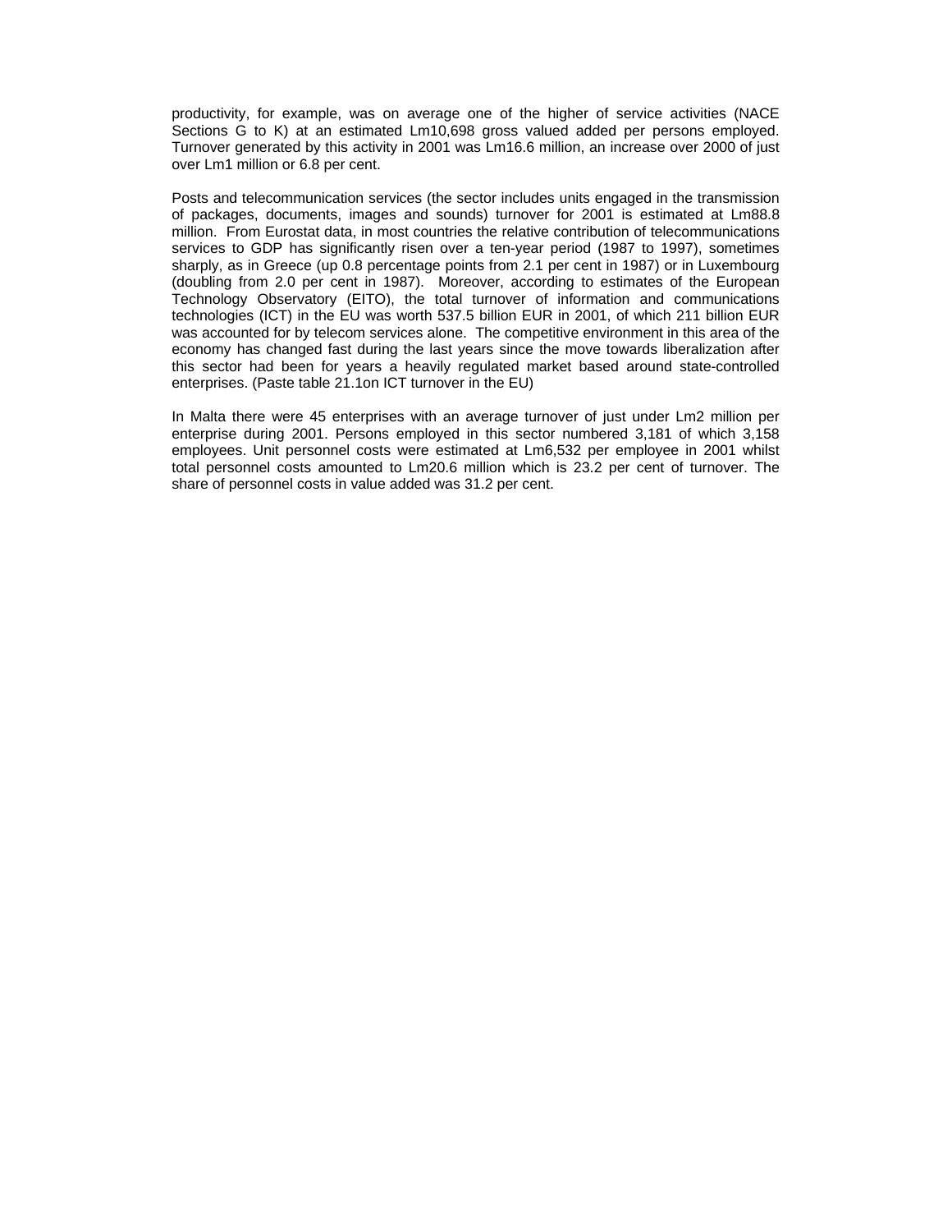productivity, for example, was on average one of the higher of service activities (NACE Sections G to K) at an estimated Lm10,698 gross valued added per persons employed. Turnover generated by this activity in 2001 was Lm16.6 million, an increase over 2000 of just over Lm1 million or 6.8 per cent.

Posts and telecommunication services (the sector includes units engaged in the transmission of packages, documents, images and sounds) turnover for 2001 is estimated at Lm88.8 million. From Eurostat data, in most countries the relative contribution of telecommunications services to GDP has significantly risen over a ten-year period (1987 to 1997), sometimes sharply, as in Greece (up 0.8 percentage points from 2.1 per cent in 1987) or in Luxembourg (doubling from 2.0 per cent in 1987). Moreover, according to estimates of the European Technology Observatory (EITO), the total turnover of information and communications technologies (ICT) in the EU was worth 537.5 billion EUR in 2001, of which 211 billion EUR was accounted for by telecom services alone. The competitive environment in this area of the economy has changed fast during the last years since the move towards liberalization after this sector had been for years a heavily regulated market based around state-controlled enterprises. (Paste table 21.1on ICT turnover in the EU)

In Malta there were 45 enterprises with an average turnover of just under Lm2 million per enterprise during 2001. Persons employed in this sector numbered 3,181 of which 3,158 employees. Unit personnel costs were estimated at Lm6,532 per employee in 2001 whilst total personnel costs amounted to Lm20.6 million which is 23.2 per cent of turnover. The share of personnel costs in value added was 31.2 per cent.